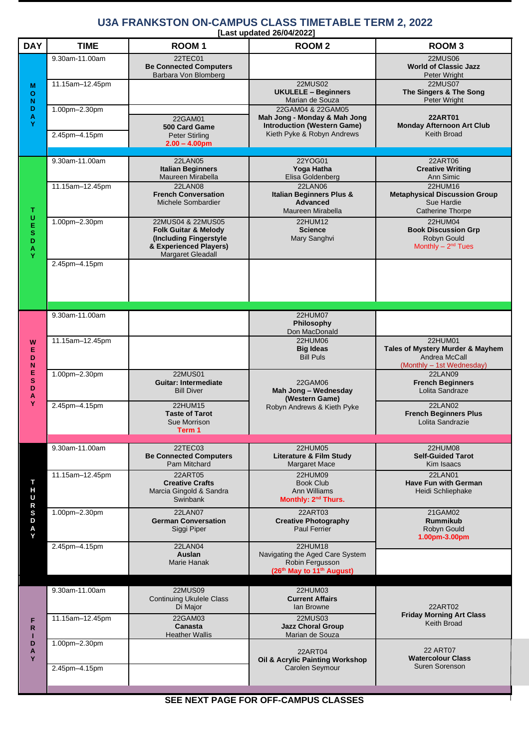# U3A FRANKSTON ON-CAMPUS CLASS TIMETABLE TERM 2, 2022

**[Last updated 26/04/2022]**

| DAY | TIME | ROOM 1 | ROOM 2 | ROOM 3 |
|---|---|---|---|---|
| MONDAY | 9.30am-11.00am | 22TEC01 **Be Connected Computers** Barbara Von Blomberg | | 22MUS06 **World of Classic Jazz** Peter Wright |
| | 11.15am–12.45pm | | 22MUS02 **UKULELE – Beginners** Marian de Souza | 22MUS07 **The Singers & The Song** Peter Wright |
| | 1.00pm–2.30pm | 22GAM01 **500 Card Game** Peter Stirling 2.00 – 4.00pm | 22GAM04 & 22GAM05 **Mah Jong - Monday & Mah Jong Introduction (Western Game)** Kieth Pyke & Robyn Andrews | **22ART01** **Monday Afternoon Art Club** Keith Broad |
| | 2.45pm–4.15pm | | | |
| TUESDAY | 9.30am-11.00am | 22LAN05 **Italian Beginners** Maureen Mirabella | 22YOG01 **Yoga Hatha** Elisa Goldenberg | 22ART06 **Creative Writing** Ann Simic |
| | 11.15am-12.45pm | 22LAN08 **French Conversation** Michele Sombardier | 22LAN06 **Italian Beginners Plus & Advanced** Maureen Mirabella | 22HUM16 **Metaphysical Discussion Group** Sue Hardie Catherine Thorpe |
| | 1.00pm–2.30pm | 22MUS04 & 22MUS05 **Folk Guitar & Melody (Including Fingerstyle & Experienced Players)** Margaret Gleadall | 22HUM12 **Science** Mary Sanghvi | 22HUM04 **Book Discussion Grp** Robyn Gould Monthly – 2nd Tues |
| | 2.45pm–4.15pm | | | |
| WEDNESDAY | 9.30am-11.00am | | 22HUM07 **Philosophy** Don MacDonald | |
| | 11.15am-12.45pm | | 22HUM06 **Big Ideas** Bill Puls | 22HUM01 **Tales of Mystery Murder & Mayhem** Andrea McCall (Monthly – 1st Wednesday) |
| | 1.00pm–2.30pm | 22MUS01 **Guitar: Intermediate** Bill Diver | 22GAM06 **Mah Jong – Wednesday (Western Game)** Robyn Andrews & Kieth Pyke | 22LAN09 **French Beginners** Lolita Sandraze |
| | 2.45pm–4.15pm | 22HUM15 **Taste of Tarot** Sue Morrison Term 1 | | 22LAN02 **French Beginners Plus** Lolita Sandrazie |
| THURSDAY | 9.30am-11.00am | 22TEC03 **Be Connected Computers** Pam Mitchard | 22HUM05 **Literature & Film Study** Margaret Mace | 22HUM08 **Self-Guided Tarot** Kim Isaacs |
| | 11.15am-12.45pm | 22ART05 **Creative Crafts** Marcia Gingold & Sandra Swinbank | 22HUM09 Book Club Ann Williams **Monthly: 2nd Thurs.** | 22LAN01 **Have Fun with German** Heidi Schliephake |
| | 1.00pm–2.30pm | 22LAN07 **German Conversation** Siggi Piper | 22ART03 **Creative Photography** Paul Ferrier | 21GAM02 **Rummikub** Robyn Gould **1.00pm-3.00pm** |
| | 2.45pm–4.15pm | 22LAN04 **Auslan** Marie Hanak | 22HUM18 Navigating the Aged Care System Robin Fergusson **(26th May to 11th August)** | |
| FRIDAY | 9.30am-11.00am | 22MUS09 Continuing Ukulele Class Di Major | 22HUM03 **Current Affairs** Ian Browne | 22ART02 **Friday Morning Art Class** Keith Broad |
| | 11.15am-12.45pm | 22GAM03 **Canasta** Heather Wallis | 22MUS03 **Jazz Choral Group** Marian de Souza | |
| | 1.00pm–2.30pm | | 22ART04 **Oil & Acrylic Painting Workshop** Carolen Seymour | 22 ART07 **Watercolour Class** Suren Sorenson |
| | 2.45pm–4.15pm | | | |

**SEE NEXT PAGE FOR OFF-CAMPUS CLASSES**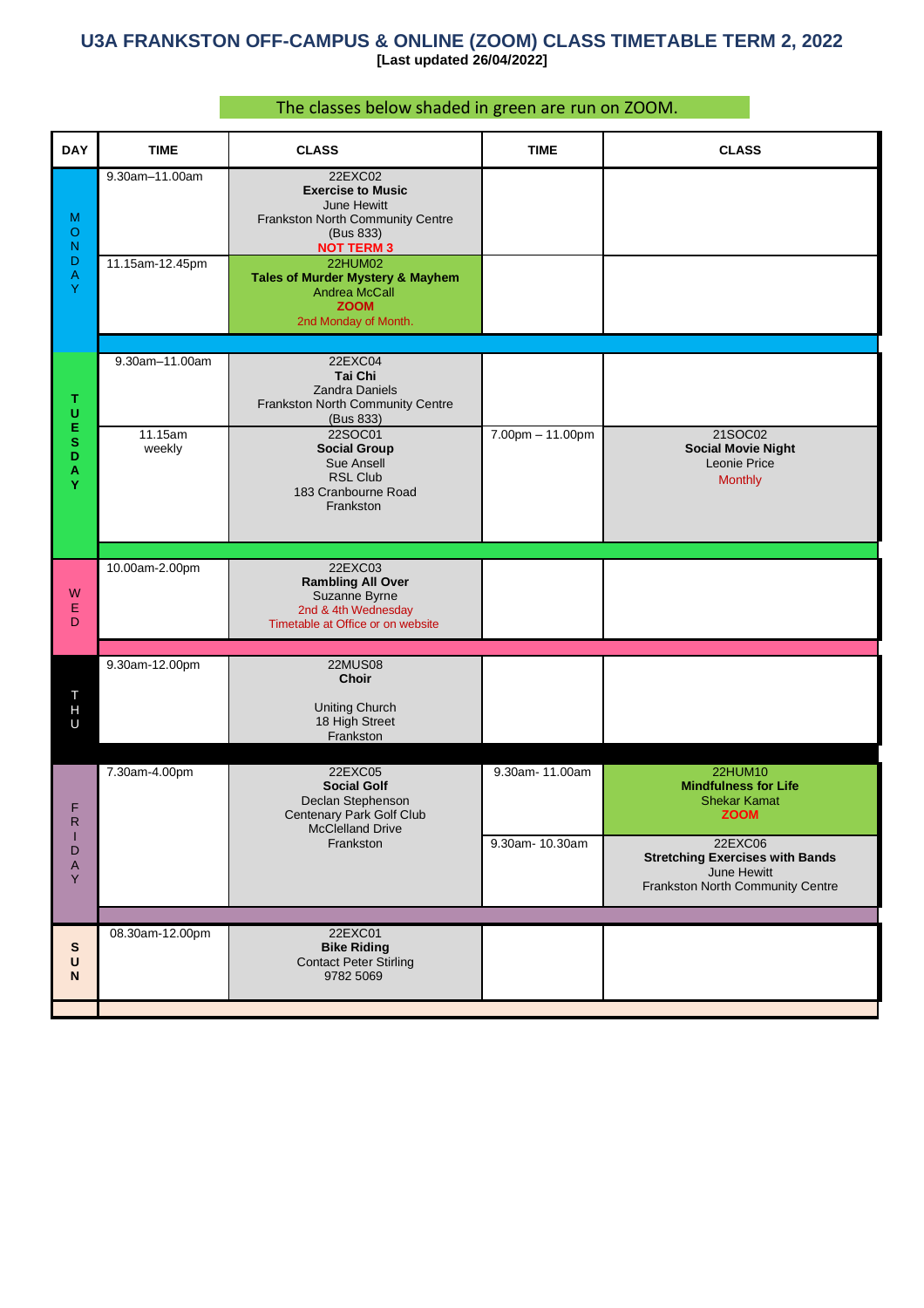# U3A FRANKSTON OFF-CAMPUS & ONLINE (ZOOM) CLASS TIMETABLE TERM 2, 2022

**[Last updated 26/04/2022]**

The classes below shaded in green are run on ZOOM.

| DAY | TIME | CLASS | TIME | CLASS |
|---|---|---|---|---|
| MONDAY | 9.30am–11.00am | 22EXC02 **Exercise to Music** June Hewitt Frankston North Community Centre (Bus 833) **NOT TERM 3** | | |
| | 11.15am-12.45pm | 22HUM02 **Tales of Murder Mystery & Mayhem** Andrea McCall **ZOOM** 2nd Monday of Month. | | |
| TUESDAY | 9.30am–11.00am | 22EXC04 **Tai Chi** Zandra Daniels Frankston North Community Centre (Bus 833) | | |
| | 11.15am weekly | 22SOC01 **Social Group** Sue Ansell RSL Club 183 Cranbourne Road Frankston | 7.00pm – 11.00pm | 21SOC02 **Social Movie Night** Leonie Price Monthly |
| WED | 10.00am-2.00pm | 22EXC03 **Rambling All Over** Suzanne Byrne 2nd & 4th Wednesday Timetable at Office or on website | | |
| THU | 9.30am-12.00pm | 22MUS08 **Choir** Uniting Church 18 High Street Frankston | | |
| FRIDAY | 7.30am-4.00pm | 22EXC05 **Social Golf** Declan Stephenson Centenary Park Golf Club McClelland Drive Frankston | 9.30am- 11.00am | 22HUM10 **Mindfulness for Life** Shekar Kamat **ZOOM** |
| | | | 9.30am- 10.30am | 22EXC06 **Stretching Exercises with Bands** June Hewitt Frankston North Community Centre |
| SUN | 08.30am-12.00pm | 22EXC01 **Bike Riding** Contact Peter Stirling 9782 5069 | | |